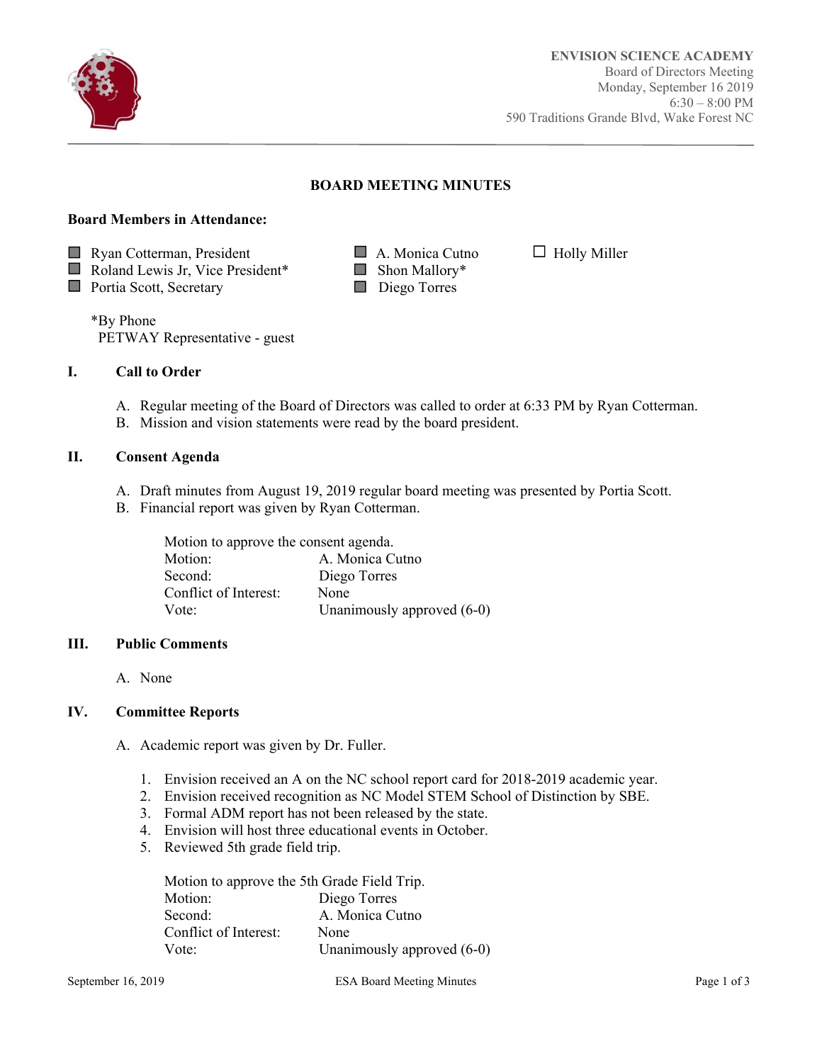**ENVISION SCIENCE ACADEMY**
Board of Directors Meeting
Monday, September 16 2019
6:30 – 8:00 PM
590 Traditions Grande Blvd, Wake Forest NC

# BOARD MEETING MINUTES

**Board Members in Attendance:**

- ■ Ryan Cotterman, President
- ■ Roland Lewis Jr, Vice President*
- ■ Portia Scott, Secretary
- ■ A. Monica Cutno
- ■ Shon Mallory*
- ■ Diego Torres
- ☐ Holly Miller

*By Phone
PETWAY Representative - guest

## I. Call to Order

A. Regular meeting of the Board of Directors was called to order at 6:33 PM by Ryan Cotterman.
B. Mission and vision statements were read by the board president.

## II. Consent Agenda

A. Draft minutes from August 19, 2019 regular board meeting was presented by Portia Scott.
B. Financial report was given by Ryan Cotterman.

Motion to approve the consent agenda.

| | |
|---|---|
| Motion: | A. Monica Cutno |
| Second: | Diego Torres |
| Conflict of Interest: | None |
| Vote: | Unanimously approved (6-0) |

## III. Public Comments

A. None

## IV. Committee Reports

A. Academic report was given by Dr. Fuller.

1. Envision received an A on the NC school report card for 2018-2019 academic year.
2. Envision received recognition as NC Model STEM School of Distinction by SBE.
3. Formal ADM report has not been released by the state.
4. Envision will host three educational events in October.
5. Reviewed 5th grade field trip.

Motion to approve the 5th Grade Field Trip.

| | |
|---|---|
| Motion: | Diego Torres |
| Second: | A. Monica Cutno |
| Conflict of Interest: | None |
| Vote: | Unanimously approved (6-0) |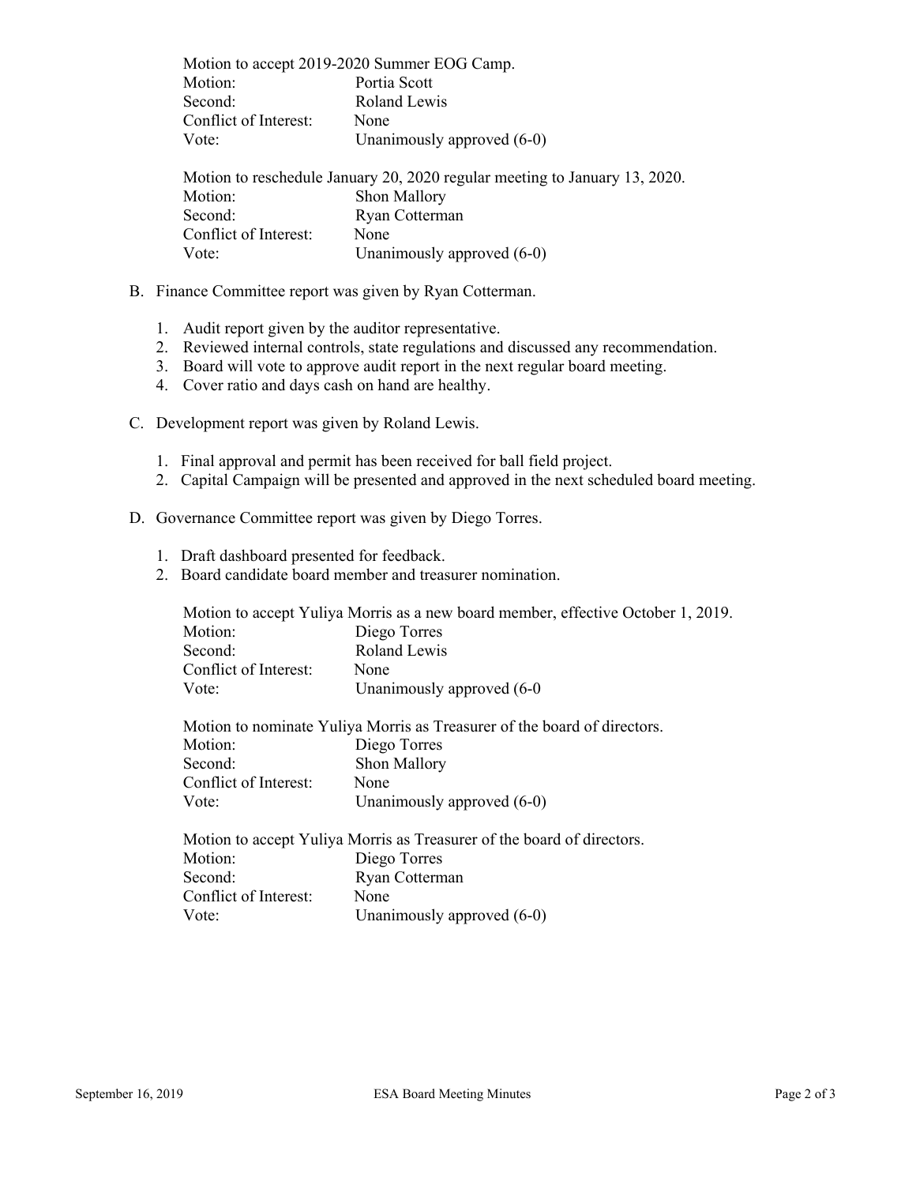Motion to accept 2019-2020 Summer EOG Camp.

| | |
|---|---|
| Motion: | Portia Scott |
| Second: | Roland Lewis |
| Conflict of Interest: | None |
| Vote: | Unanimously approved (6-0) |

Motion to reschedule January 20, 2020 regular meeting to January 13, 2020.

| | |
|---|---|
| Motion: | Shon Mallory |
| Second: | Ryan Cotterman |
| Conflict of Interest: | None |
| Vote: | Unanimously approved (6-0) |

B. Finance Committee report was given by Ryan Cotterman.

1. Audit report given by the auditor representative.
2. Reviewed internal controls, state regulations and discussed any recommendation.
3. Board will vote to approve audit report in the next regular board meeting.
4. Cover ratio and days cash on hand are healthy.

C. Development report was given by Roland Lewis.

1. Final approval and permit has been received for ball field project.
2. Capital Campaign will be presented and approved in the next scheduled board meeting.

D. Governance Committee report was given by Diego Torres.

1. Draft dashboard presented for feedback.
2. Board candidate board member and treasurer nomination.

Motion to accept Yuliya Morris as a new board member, effective October 1, 2019.

| | |
|---|---|
| Motion: | Diego Torres |
| Second: | Roland Lewis |
| Conflict of Interest: | None |
| Vote: | Unanimously approved (6-0 |

Motion to nominate Yuliya Morris as Treasurer of the board of directors.

| | |
|---|---|
| Motion: | Diego Torres |
| Second: | Shon Mallory |
| Conflict of Interest: | None |
| Vote: | Unanimously approved (6-0) |

Motion to accept Yuliya Morris as Treasurer of the board of directors.

| | |
|---|---|
| Motion: | Diego Torres |
| Second: | Ryan Cotterman |
| Conflict of Interest: | None |
| Vote: | Unanimously approved (6-0) |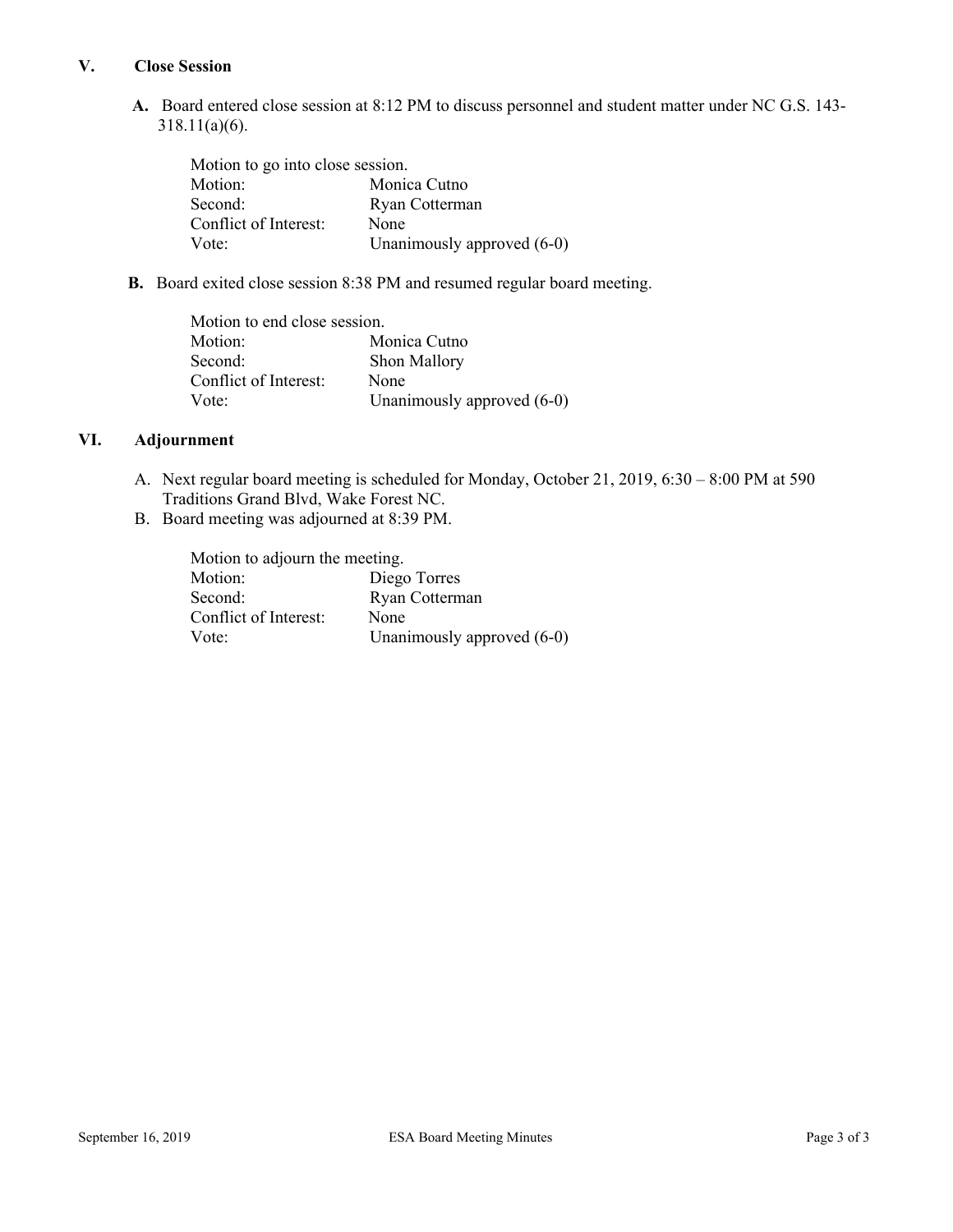## V. Close Session

**A.** Board entered close session at 8:12 PM to discuss personnel and student matter under NC G.S. 143-318.11(a)(6).

| | |
|---|---|
| Motion to go into close session. | |
| Motion: | Monica Cutno |
| Second: | Ryan Cotterman |
| Conflict of Interest: | None |
| Vote: | Unanimously approved (6-0) |

**B.** Board exited close session 8:38 PM and resumed regular board meeting.

| | |
|---|---|
| Motion to end close session. | |
| Motion: | Monica Cutno |
| Second: | Shon Mallory |
| Conflict of Interest: | None |
| Vote: | Unanimously approved (6-0) |

## VI. Adjournment

A. Next regular board meeting is scheduled for Monday, October 21, 2019, 6:30 – 8:00 PM at 590 Traditions Grand Blvd, Wake Forest NC.

B. Board meeting was adjourned at 8:39 PM.

| | |
|---|---|
| Motion to adjourn the meeting. | |
| Motion: | Diego Torres |
| Second: | Ryan Cotterman |
| Conflict of Interest: | None |
| Vote: | Unanimously approved (6-0) |